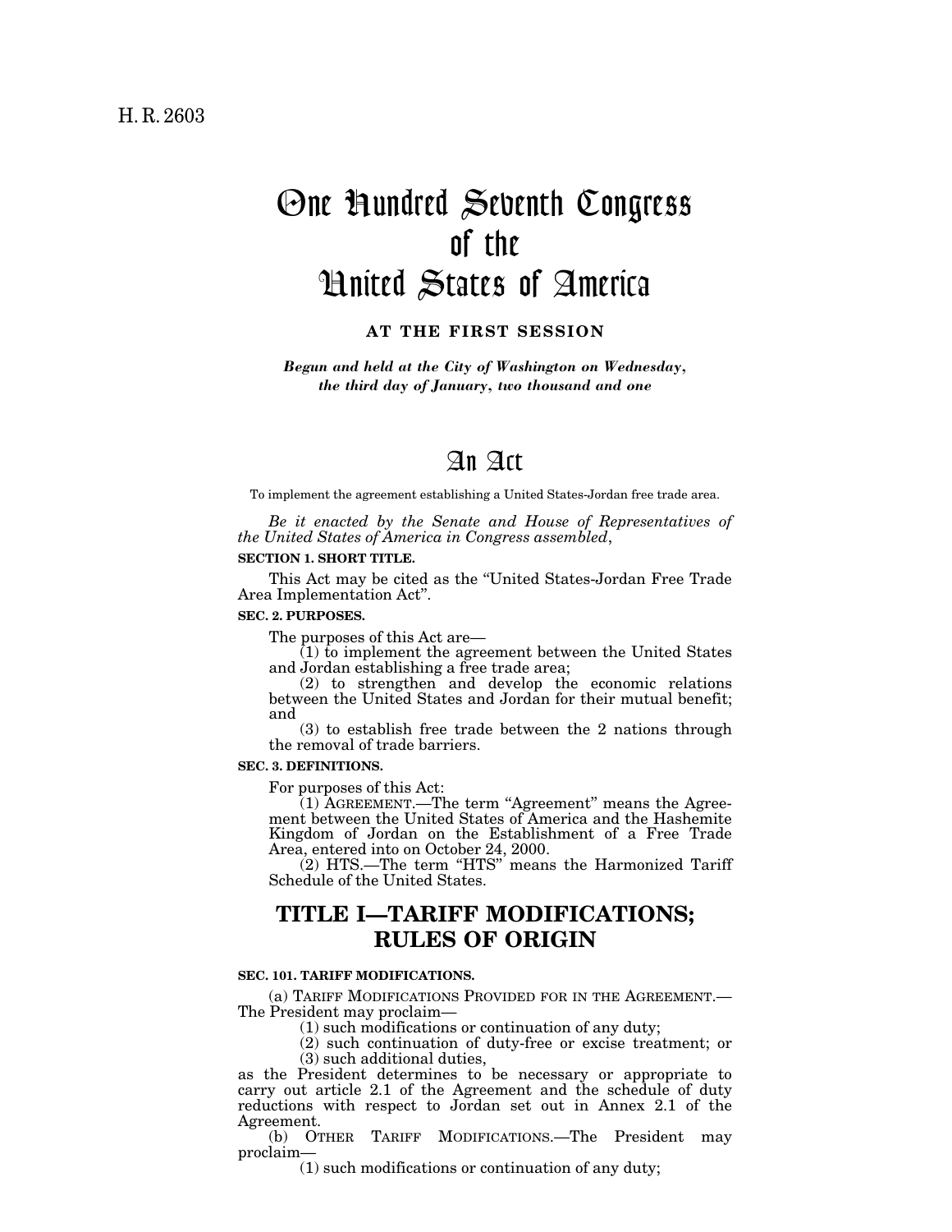H. R. 2603

# One Hundred Seventh Congress of the United States of America

**AT THE FIRST SESSION**

*Begun and held at the City of Washington on Wednesday, the third day of January, two thousand and one*

# An Act

To implement the agreement establishing a United States-Jordan free trade area.

*Be it enacted by the Senate and House of Representatives of the United States of America in Congress assembled*,

**SECTION 1. SHORT TITLE.**

This Act may be cited as the "United States-Jordan Free Trade Area Implementation Act".

**SEC. 2. PURPOSES.**

The purposes of this Act are—

(1) to implement the agreement between the United States and Jordan establishing a free trade area;

(2) to strengthen and develop the economic relations between the United States and Jordan for their mutual benefit; and

(3) to establish free trade between the 2 nations through the removal of trade barriers.

**SEC. 3. DEFINITIONS.**

For purposes of this Act:

(1) AGREEMENT.—The term "Agreement" means the Agreement between the United States of America and the Hashemite Kingdom of Jordan on the Establishment of a Free Trade Area, entered into on October 24, 2000.

(2) HTS.—The term "HTS" means the Harmonized Tariff Schedule of the United States.

## TITLE I—TARIFF MODIFICATIONS; RULES OF ORIGIN

**SEC. 101. TARIFF MODIFICATIONS.**

(a) TARIFF MODIFICATIONS PROVIDED FOR IN THE AGREEMENT.—The President may proclaim—

(1) such modifications or continuation of any duty;

(2) such continuation of duty-free or excise treatment; or

(3) such additional duties,

as the President determines to be necessary or appropriate to carry out article 2.1 of the Agreement and the schedule of duty reductions with respect to Jordan set out in Annex 2.1 of the Agreement.

(b) OTHER TARIFF MODIFICATIONS.—The President may proclaim—

(1) such modifications or continuation of any duty;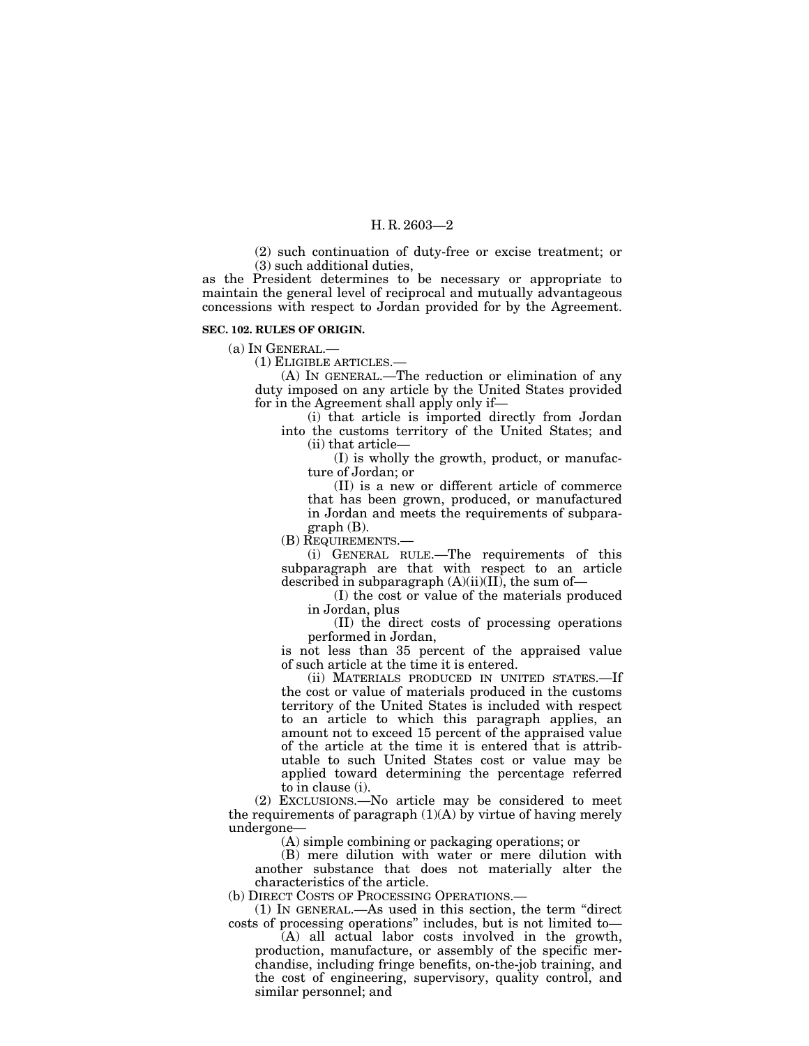(2) such continuation of duty-free or excise treatment; or

(3) such additional duties,

as the President determines to be necessary or appropriate to maintain the general level of reciprocal and mutually advantageous concessions with respect to Jordan provided for by the Agreement.

**SEC. 102. RULES OF ORIGIN.**

(a) IN GENERAL.—

(1) ELIGIBLE ARTICLES.—

(A) IN GENERAL.—The reduction or elimination of any duty imposed on any article by the United States provided for in the Agreement shall apply only if—

(i) that article is imported directly from Jordan into the customs territory of the United States; and

(ii) that article—

(I) is wholly the growth, product, or manufacture of Jordan; or

(II) is a new or different article of commerce that has been grown, produced, or manufactured in Jordan and meets the requirements of subparagraph (B).

(B) REQUIREMENTS.—

(i) GENERAL RULE.—The requirements of this subparagraph are that with respect to an article described in subparagraph (A)(ii)(II), the sum of—

(I) the cost or value of the materials produced in Jordan, plus

(II) the direct costs of processing operations performed in Jordan,

is not less than 35 percent of the appraised value of such article at the time it is entered.

(ii) MATERIALS PRODUCED IN UNITED STATES.—If the cost or value of materials produced in the customs territory of the United States is included with respect to an article to which this paragraph applies, an amount not to exceed 15 percent of the appraised value of the article at the time it is entered that is attributable to such United States cost or value may be applied toward determining the percentage referred to in clause (i).

(2) EXCLUSIONS.—No article may be considered to meet the requirements of paragraph (1)(A) by virtue of having merely undergone—

(A) simple combining or packaging operations; or

(B) mere dilution with water or mere dilution with another substance that does not materially alter the characteristics of the article.

(b) DIRECT COSTS OF PROCESSING OPERATIONS.—

(1) IN GENERAL.—As used in this section, the term "direct costs of processing operations" includes, but is not limited to—

(A) all actual labor costs involved in the growth, production, manufacture, or assembly of the specific merchandise, including fringe benefits, on-the-job training, and the cost of engineering, supervisory, quality control, and similar personnel; and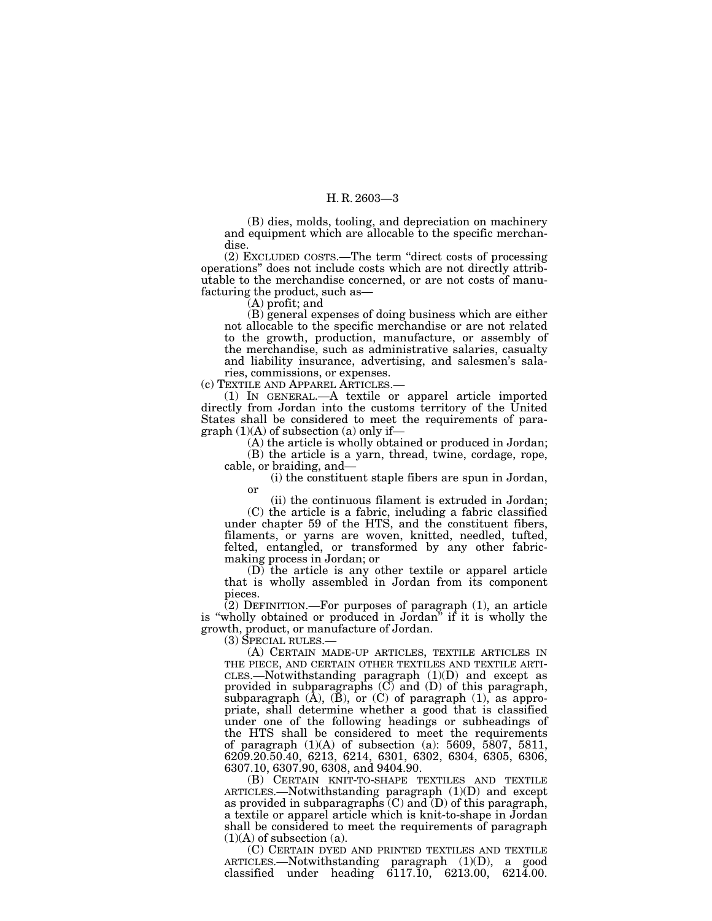(B) dies, molds, tooling, and depreciation on machinery and equipment which are allocable to the specific merchandise.

(2) EXCLUDED COSTS.—The term "direct costs of processing operations" does not include costs which are not directly attributable to the merchandise concerned, or are not costs of manufacturing the product, such as—

(A) profit; and

(B) general expenses of doing business which are either not allocable to the specific merchandise or are not related to the growth, production, manufacture, or assembly of the merchandise, such as administrative salaries, casualty and liability insurance, advertising, and salesmen's salaries, commissions, or expenses.

(c) TEXTILE AND APPAREL ARTICLES.—

(1) IN GENERAL.—A textile or apparel article imported directly from Jordan into the customs territory of the United States shall be considered to meet the requirements of paragraph (1)(A) of subsection (a) only if—

(A) the article is wholly obtained or produced in Jordan;

(B) the article is a yarn, thread, twine, cordage, rope, cable, or braiding, and—

(i) the constituent staple fibers are spun in Jordan, or

(ii) the continuous filament is extruded in Jordan;

(C) the article is a fabric, including a fabric classified under chapter 59 of the HTS, and the constituent fibers, filaments, or yarns are woven, knitted, needled, tufted, felted, entangled, or transformed by any other fabric-making process in Jordan; or

(D) the article is any other textile or apparel article that is wholly assembled in Jordan from its component pieces.

(2) DEFINITION.—For purposes of paragraph (1), an article is "wholly obtained or produced in Jordan" if it is wholly the growth, product, or manufacture of Jordan.

(3) SPECIAL RULES.—

(A) CERTAIN MADE-UP ARTICLES, TEXTILE ARTICLES IN THE PIECE, AND CERTAIN OTHER TEXTILES AND TEXTILE ARTICLES.—Notwithstanding paragraph (1)(D) and except as provided in subparagraphs (C) and (D) of this paragraph, subparagraph (A), (B), or (C) of paragraph (1), as appropriate, shall determine whether a good that is classified under one of the following headings or subheadings of the HTS shall be considered to meet the requirements of paragraph (1)(A) of subsection (a): 5609, 5807, 5811, 6209.20.50.40, 6213, 6214, 6301, 6302, 6304, 6305, 6306, 6307.10, 6307.90, 6308, and 9404.90.

(B) CERTAIN KNIT-TO-SHAPE TEXTILES AND TEXTILE ARTICLES.—Notwithstanding paragraph (1)(D) and except as provided in subparagraphs (C) and (D) of this paragraph, a textile or apparel article which is knit-to-shape in Jordan shall be considered to meet the requirements of paragraph (1)(A) of subsection (a).

(C) CERTAIN DYED AND PRINTED TEXTILES AND TEXTILE ARTICLES.—Notwithstanding paragraph (1)(D), a good classified under heading 6117.10, 6213.00, 6214.00.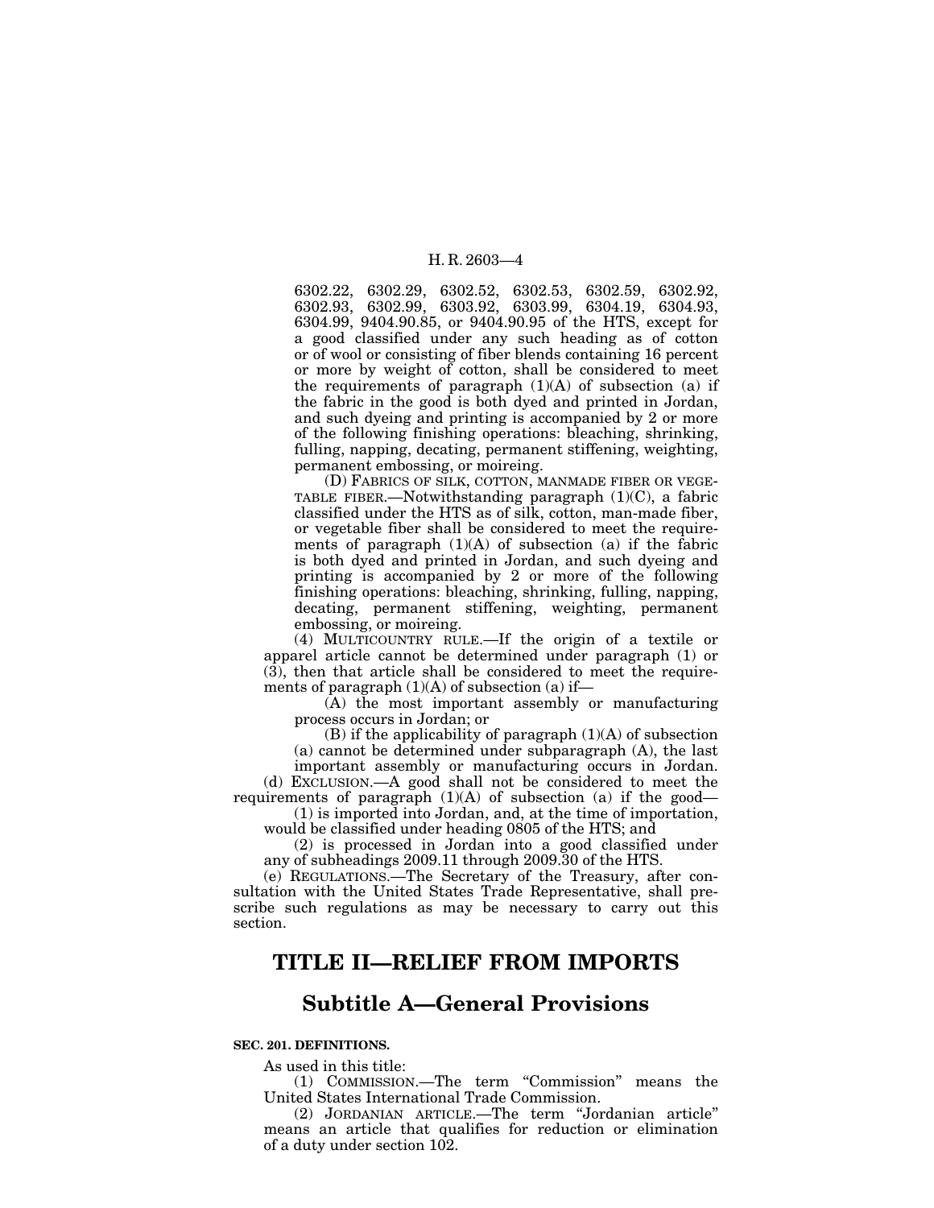6302.22, 6302.29, 6302.52, 6302.53, 6302.59, 6302.92, 6302.93, 6302.99, 6303.92, 6303.99, 6304.19, 6304.93, 6304.99, 9404.90.85, or 9404.90.95 of the HTS, except for a good classified under any such heading as of cotton or of wool or consisting of fiber blends containing 16 percent or more by weight of cotton, shall be considered to meet the requirements of paragraph (1)(A) of subsection (a) if the fabric in the good is both dyed and printed in Jordan, and such dyeing and printing is accompanied by 2 or more of the following finishing operations: bleaching, shrinking, fulling, napping, decating, permanent stiffening, weighting, permanent embossing, or moireing.

(D) FABRICS OF SILK, COTTON, MANMADE FIBER OR VEGETABLE FIBER.—Notwithstanding paragraph (1)(C), a fabric classified under the HTS as of silk, cotton, man-made fiber, or vegetable fiber shall be considered to meet the requirements of paragraph (1)(A) of subsection (a) if the fabric is both dyed and printed in Jordan, and such dyeing and printing is accompanied by 2 or more of the following finishing operations: bleaching, shrinking, fulling, napping, decating, permanent stiffening, weighting, permanent embossing, or moireing.

(4) MULTICOUNTRY RULE.—If the origin of a textile or apparel article cannot be determined under paragraph (1) or (3), then that article shall be considered to meet the requirements of paragraph (1)(A) of subsection (a) if—

(A) the most important assembly or manufacturing process occurs in Jordan; or

(B) if the applicability of paragraph (1)(A) of subsection (a) cannot be determined under subparagraph (A), the last important assembly or manufacturing occurs in Jordan.

(d) EXCLUSION.—A good shall not be considered to meet the requirements of paragraph (1)(A) of subsection (a) if the good—

(1) is imported into Jordan, and, at the time of importation, would be classified under heading 0805 of the HTS; and

(2) is processed in Jordan into a good classified under any of subheadings 2009.11 through 2009.30 of the HTS.

(e) REGULATIONS.—The Secretary of the Treasury, after consultation with the United States Trade Representative, shall prescribe such regulations as may be necessary to carry out this section.

# TITLE II—RELIEF FROM IMPORTS

## Subtitle A—General Provisions

### SEC. 201. DEFINITIONS.

As used in this title:

(1) COMMISSION.—The term “Commission” means the United States International Trade Commission.

(2) JORDANIAN ARTICLE.—The term “Jordanian article” means an article that qualifies for reduction or elimination of a duty under section 102.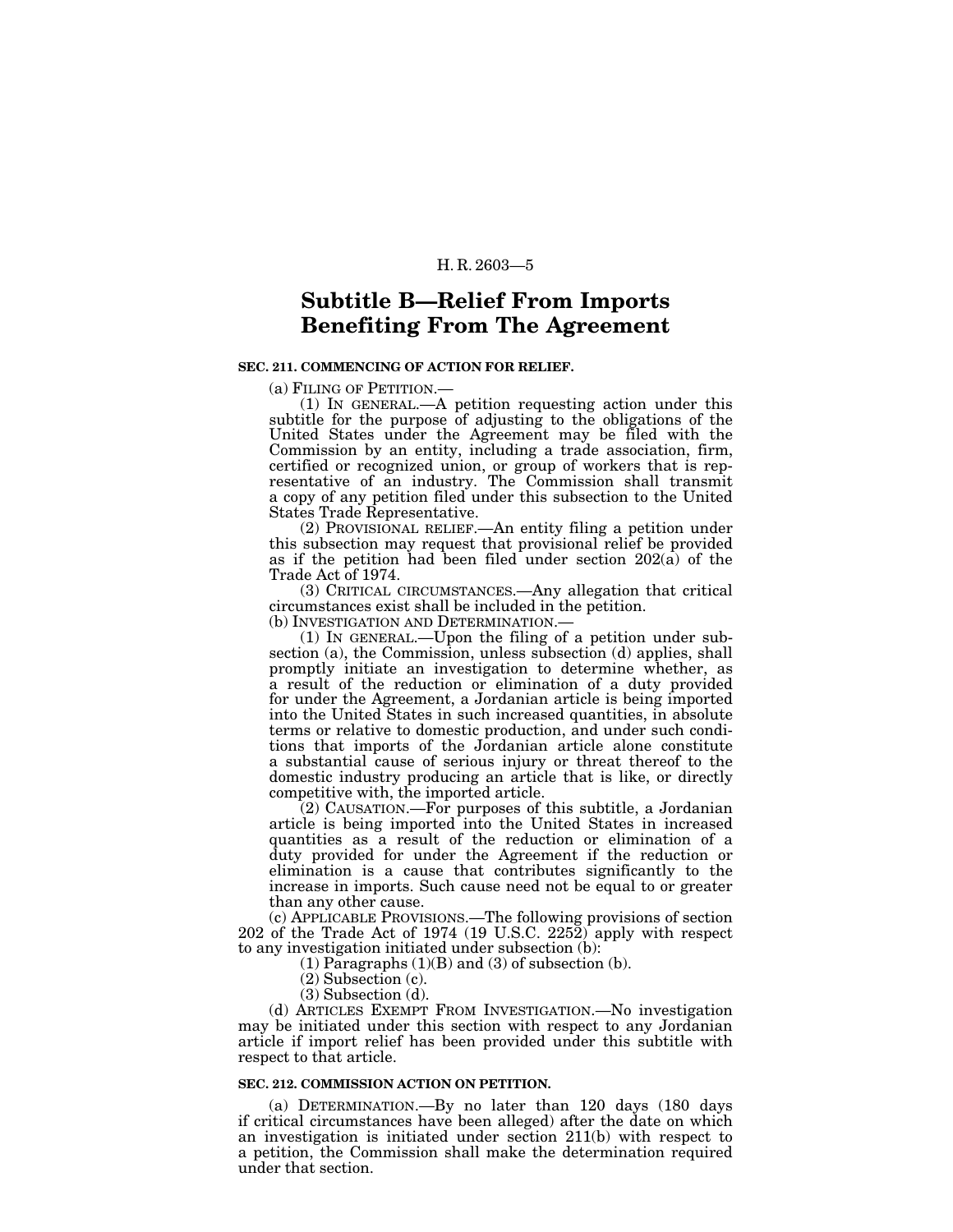## Subtitle B—Relief From Imports Benefiting From The Agreement

### SEC. 211. COMMENCING OF ACTION FOR RELIEF.

(a) FILING OF PETITION.—

(1) IN GENERAL.—A petition requesting action under this subtitle for the purpose of adjusting to the obligations of the United States under the Agreement may be filed with the Commission by an entity, including a trade association, firm, certified or recognized union, or group of workers that is representative of an industry. The Commission shall transmit a copy of any petition filed under this subsection to the United States Trade Representative.

(2) PROVISIONAL RELIEF.—An entity filing a petition under this subsection may request that provisional relief be provided as if the petition had been filed under section 202(a) of the Trade Act of 1974.

(3) CRITICAL CIRCUMSTANCES.—Any allegation that critical circumstances exist shall be included in the petition.

(b) INVESTIGATION AND DETERMINATION.—

(1) IN GENERAL.—Upon the filing of a petition under subsection (a), the Commission, unless subsection (d) applies, shall promptly initiate an investigation to determine whether, as a result of the reduction or elimination of a duty provided for under the Agreement, a Jordanian article is being imported into the United States in such increased quantities, in absolute terms or relative to domestic production, and under such conditions that imports of the Jordanian article alone constitute a substantial cause of serious injury or threat thereof to the domestic industry producing an article that is like, or directly competitive with, the imported article.

(2) CAUSATION.—For purposes of this subtitle, a Jordanian article is being imported into the United States in increased quantities as a result of the reduction or elimination of a duty provided for under the Agreement if the reduction or elimination is a cause that contributes significantly to the increase in imports. Such cause need not be equal to or greater than any other cause.

(c) APPLICABLE PROVISIONS.—The following provisions of section 202 of the Trade Act of 1974 (19 U.S.C. 2252) apply with respect to any investigation initiated under subsection (b):

(1) Paragraphs (1)(B) and (3) of subsection (b).

(2) Subsection (c).

(3) Subsection (d).

(d) ARTICLES EXEMPT FROM INVESTIGATION.—No investigation may be initiated under this section with respect to any Jordanian article if import relief has been provided under this subtitle with respect to that article.

### SEC. 212. COMMISSION ACTION ON PETITION.

(a) DETERMINATION.—By no later than 120 days (180 days if critical circumstances have been alleged) after the date on which an investigation is initiated under section 211(b) with respect to a petition, the Commission shall make the determination required under that section.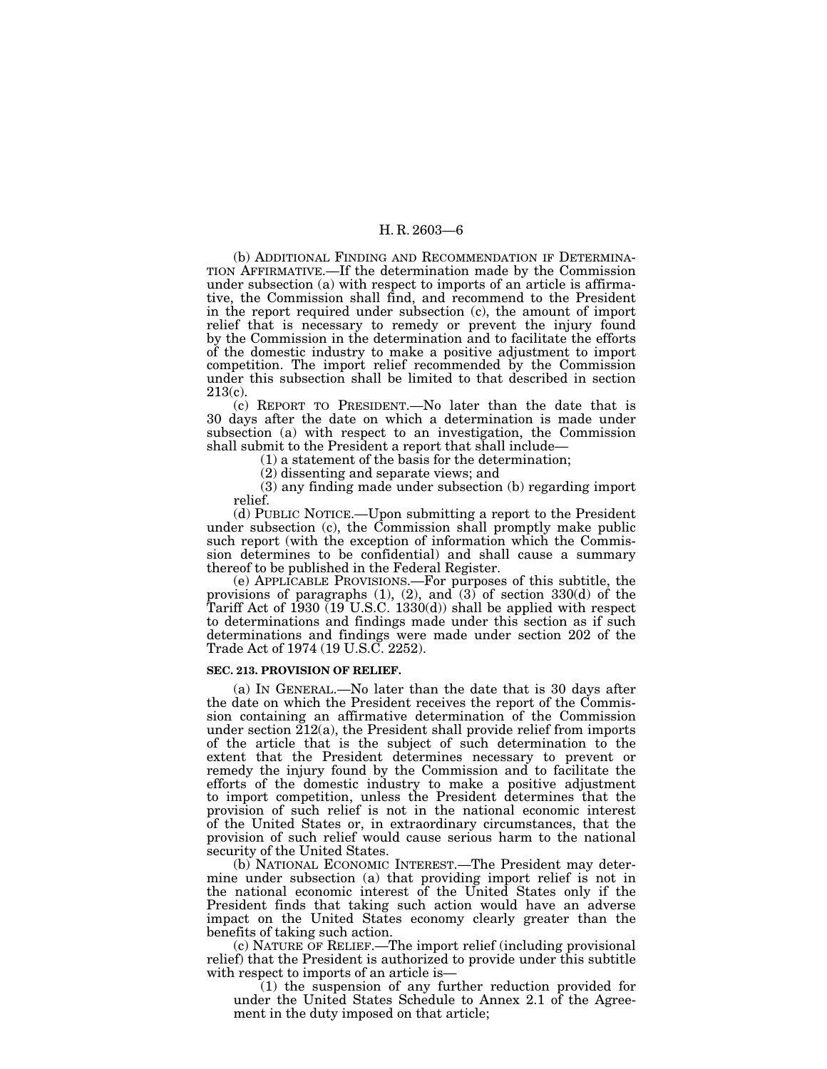(b) ADDITIONAL FINDING AND RECOMMENDATION IF DETERMINATION AFFIRMATIVE.—If the determination made by the Commission under subsection (a) with respect to imports of an article is affirmative, the Commission shall find, and recommend to the President in the report required under subsection (c), the amount of import relief that is necessary to remedy or prevent the injury found by the Commission in the determination and to facilitate the efforts of the domestic industry to make a positive adjustment to import competition. The import relief recommended by the Commission under this subsection shall be limited to that described in section 213(c).

(c) REPORT TO PRESIDENT.—No later than the date that is 30 days after the date on which a determination is made under subsection (a) with respect to an investigation, the Commission shall submit to the President a report that shall include—

(1) a statement of the basis for the determination;

(2) dissenting and separate views; and

(3) any finding made under subsection (b) regarding import relief.

(d) PUBLIC NOTICE.—Upon submitting a report to the President under subsection (c), the Commission shall promptly make public such report (with the exception of information which the Commission determines to be confidential) and shall cause a summary thereof to be published in the Federal Register.

(e) APPLICABLE PROVISIONS.—For purposes of this subtitle, the provisions of paragraphs (1), (2), and (3) of section 330(d) of the Tariff Act of 1930 (19 U.S.C. 1330(d)) shall be applied with respect to determinations and findings made under this section as if such determinations and findings were made under section 202 of the Trade Act of 1974 (19 U.S.C. 2252).

**SEC. 213. PROVISION OF RELIEF.**

(a) IN GENERAL.—No later than the date that is 30 days after the date on which the President receives the report of the Commission containing an affirmative determination of the Commission under section 212(a), the President shall provide relief from imports of the article that is the subject of such determination to the extent that the President determines necessary to prevent or remedy the injury found by the Commission and to facilitate the efforts of the domestic industry to make a positive adjustment to import competition, unless the President determines that the provision of such relief is not in the national economic interest of the United States or, in extraordinary circumstances, that the provision of such relief would cause serious harm to the national security of the United States.

(b) NATIONAL ECONOMIC INTEREST.—The President may determine under subsection (a) that providing import relief is not in the national economic interest of the United States only if the President finds that taking such action would have an adverse impact on the United States economy clearly greater than the benefits of taking such action.

(c) NATURE OF RELIEF.—The import relief (including provisional relief) that the President is authorized to provide under this subtitle with respect to imports of an article is—

(1) the suspension of any further reduction provided for under the United States Schedule to Annex 2.1 of the Agreement in the duty imposed on that article;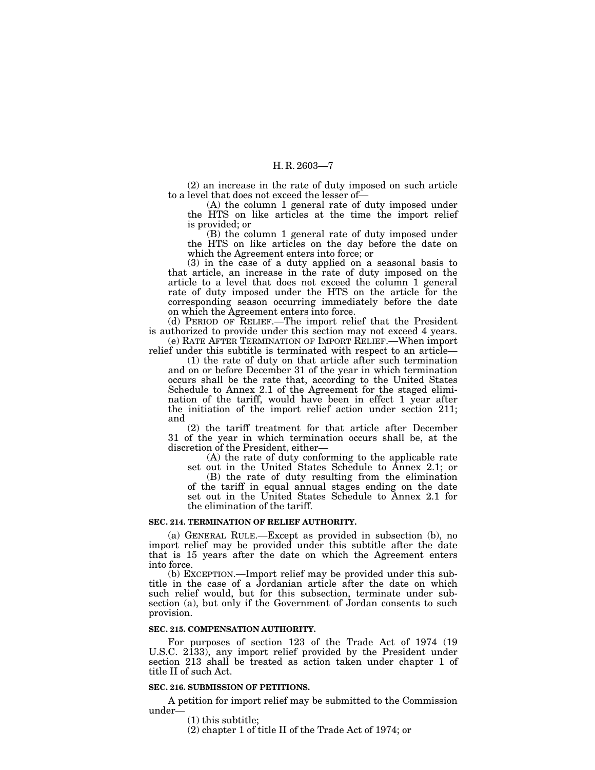(2) an increase in the rate of duty imposed on such article to a level that does not exceed the lesser of—

(A) the column 1 general rate of duty imposed under the HTS on like articles at the time the import relief is provided; or

(B) the column 1 general rate of duty imposed under the HTS on like articles on the day before the date on which the Agreement enters into force; or

(3) in the case of a duty applied on a seasonal basis to that article, an increase in the rate of duty imposed on the article to a level that does not exceed the column 1 general rate of duty imposed under the HTS on the article for the corresponding season occurring immediately before the date on which the Agreement enters into force.

(d) PERIOD OF RELIEF.—The import relief that the President is authorized to provide under this section may not exceed 4 years.

(e) RATE AFTER TERMINATION OF IMPORT RELIEF.—When import relief under this subtitle is terminated with respect to an article—

(1) the rate of duty on that article after such termination and on or before December 31 of the year in which termination occurs shall be the rate that, according to the United States Schedule to Annex 2.1 of the Agreement for the staged elimination of the tariff, would have been in effect 1 year after the initiation of the import relief action under section 211; and

(2) the tariff treatment for that article after December 31 of the year in which termination occurs shall be, at the discretion of the President, either—

(A) the rate of duty conforming to the applicable rate set out in the United States Schedule to Annex 2.1; or

(B) the rate of duty resulting from the elimination of the tariff in equal annual stages ending on the date set out in the United States Schedule to Annex 2.1 for the elimination of the tariff.

**SEC. 214. TERMINATION OF RELIEF AUTHORITY.**

(a) GENERAL RULE.—Except as provided in subsection (b), no import relief may be provided under this subtitle after the date that is 15 years after the date on which the Agreement enters into force.

(b) EXCEPTION.—Import relief may be provided under this subtitle in the case of a Jordanian article after the date on which such relief would, but for this subsection, terminate under subsection (a), but only if the Government of Jordan consents to such provision.

**SEC. 215. COMPENSATION AUTHORITY.**

For purposes of section 123 of the Trade Act of 1974 (19 U.S.C. 2133), any import relief provided by the President under section 213 shall be treated as action taken under chapter 1 of title II of such Act.

**SEC. 216. SUBMISSION OF PETITIONS.**

A petition for import relief may be submitted to the Commission under—

(1) this subtitle;

(2) chapter 1 of title II of the Trade Act of 1974; or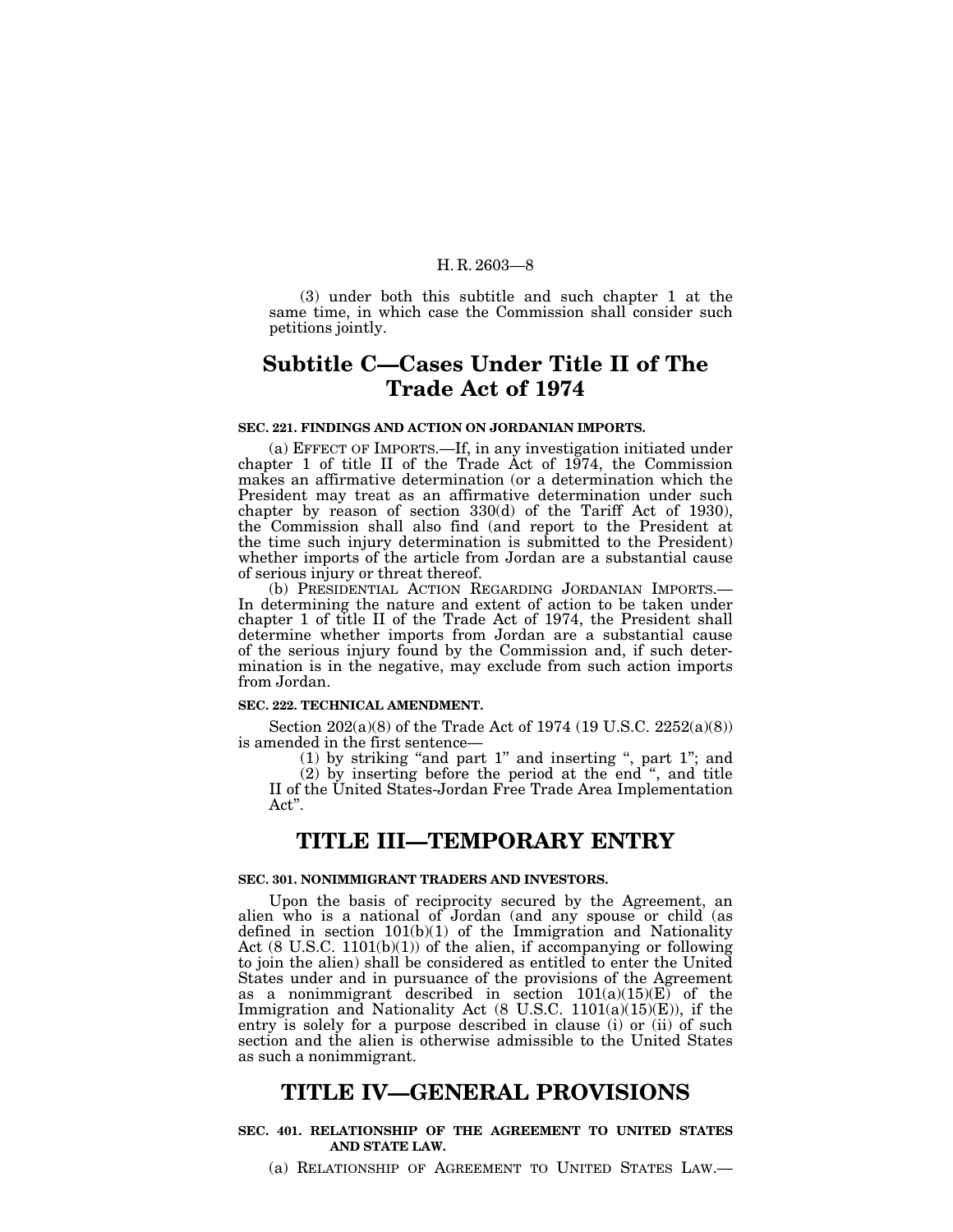(3) under both this subtitle and such chapter 1 at the same time, in which case the Commission shall consider such petitions jointly.

## Subtitle C—Cases Under Title II of The Trade Act of 1974

**SEC. 221. FINDINGS AND ACTION ON JORDANIAN IMPORTS.**

(a) EFFECT OF IMPORTS.—If, in any investigation initiated under chapter 1 of title II of the Trade Act of 1974, the Commission makes an affirmative determination (or a determination which the President may treat as an affirmative determination under such chapter by reason of section 330(d) of the Tariff Act of 1930), the Commission shall also find (and report to the President at the time such injury determination is submitted to the President) whether imports of the article from Jordan are a substantial cause of serious injury or threat thereof.

(b) PRESIDENTIAL ACTION REGARDING JORDANIAN IMPORTS.—In determining the nature and extent of action to be taken under chapter 1 of title II of the Trade Act of 1974, the President shall determine whether imports from Jordan are a substantial cause of the serious injury found by the Commission and, if such determination is in the negative, may exclude from such action imports from Jordan.

**SEC. 222. TECHNICAL AMENDMENT.**

Section 202(a)(8) of the Trade Act of 1974 (19 U.S.C. 2252(a)(8)) is amended in the first sentence—

(1) by striking "and part 1" and inserting ", part 1"; and

(2) by inserting before the period at the end ", and title II of the United States-Jordan Free Trade Area Implementation Act".

# TITLE III—TEMPORARY ENTRY

**SEC. 301. NONIMMIGRANT TRADERS AND INVESTORS.**

Upon the basis of reciprocity secured by the Agreement, an alien who is a national of Jordan (and any spouse or child (as defined in section 101(b)(1) of the Immigration and Nationality Act (8 U.S.C. 1101(b)(1)) of the alien, if accompanying or following to join the alien) shall be considered as entitled to enter the United States under and in pursuance of the provisions of the Agreement as a nonimmigrant described in section 101(a)(15)(E) of the Immigration and Nationality Act (8 U.S.C. 1101(a)(15)(E)), if the entry is solely for a purpose described in clause (i) or (ii) of such section and the alien is otherwise admissible to the United States as such a nonimmigrant.

# TITLE IV—GENERAL PROVISIONS

**SEC. 401. RELATIONSHIP OF THE AGREEMENT TO UNITED STATES AND STATE LAW.**

(a) RELATIONSHIP OF AGREEMENT TO UNITED STATES LAW.—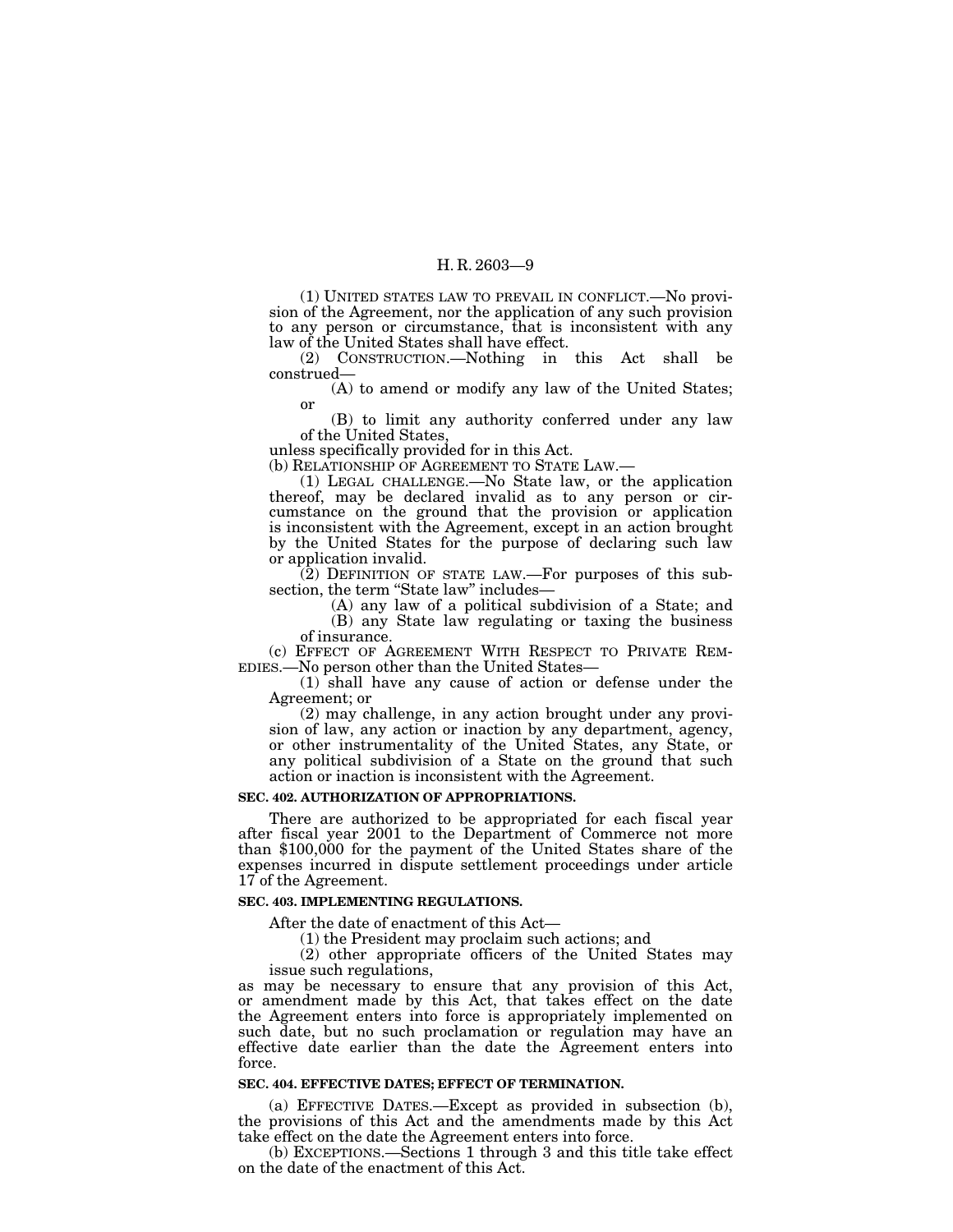(1) UNITED STATES LAW TO PREVAIL IN CONFLICT.—No provision of the Agreement, nor the application of any such provision to any person or circumstance, that is inconsistent with any law of the United States shall have effect.

(2) CONSTRUCTION.—Nothing in this Act shall be construed—

(A) to amend or modify any law of the United States; or

(B) to limit any authority conferred under any law of the United States,

unless specifically provided for in this Act.

(b) RELATIONSHIP OF AGREEMENT TO STATE LAW.—

(1) LEGAL CHALLENGE.—No State law, or the application thereof, may be declared invalid as to any person or circumstance on the ground that the provision or application is inconsistent with the Agreement, except in an action brought by the United States for the purpose of declaring such law or application invalid.

(2) DEFINITION OF STATE LAW.—For purposes of this subsection, the term "State law" includes—

(A) any law of a political subdivision of a State; and

(B) any State law regulating or taxing the business of insurance.

(c) EFFECT OF AGREEMENT WITH RESPECT TO PRIVATE REMEDIES.—No person other than the United States—

(1) shall have any cause of action or defense under the Agreement; or

(2) may challenge, in any action brought under any provision of law, any action or inaction by any department, agency, or other instrumentality of the United States, any State, or any political subdivision of a State on the ground that such action or inaction is inconsistent with the Agreement.

**SEC. 402. AUTHORIZATION OF APPROPRIATIONS.**

There are authorized to be appropriated for each fiscal year after fiscal year 2001 to the Department of Commerce not more than $100,000 for the payment of the United States share of the expenses incurred in dispute settlement proceedings under article 17 of the Agreement.

**SEC. 403. IMPLEMENTING REGULATIONS.**

After the date of enactment of this Act—

(1) the President may proclaim such actions; and

(2) other appropriate officers of the United States may issue such regulations,

as may be necessary to ensure that any provision of this Act, or amendment made by this Act, that takes effect on the date the Agreement enters into force is appropriately implemented on such date, but no such proclamation or regulation may have an effective date earlier than the date the Agreement enters into force.

**SEC. 404. EFFECTIVE DATES; EFFECT OF TERMINATION.**

(a) EFFECTIVE DATES.—Except as provided in subsection (b), the provisions of this Act and the amendments made by this Act take effect on the date the Agreement enters into force.

(b) EXCEPTIONS.—Sections 1 through 3 and this title take effect on the date of the enactment of this Act.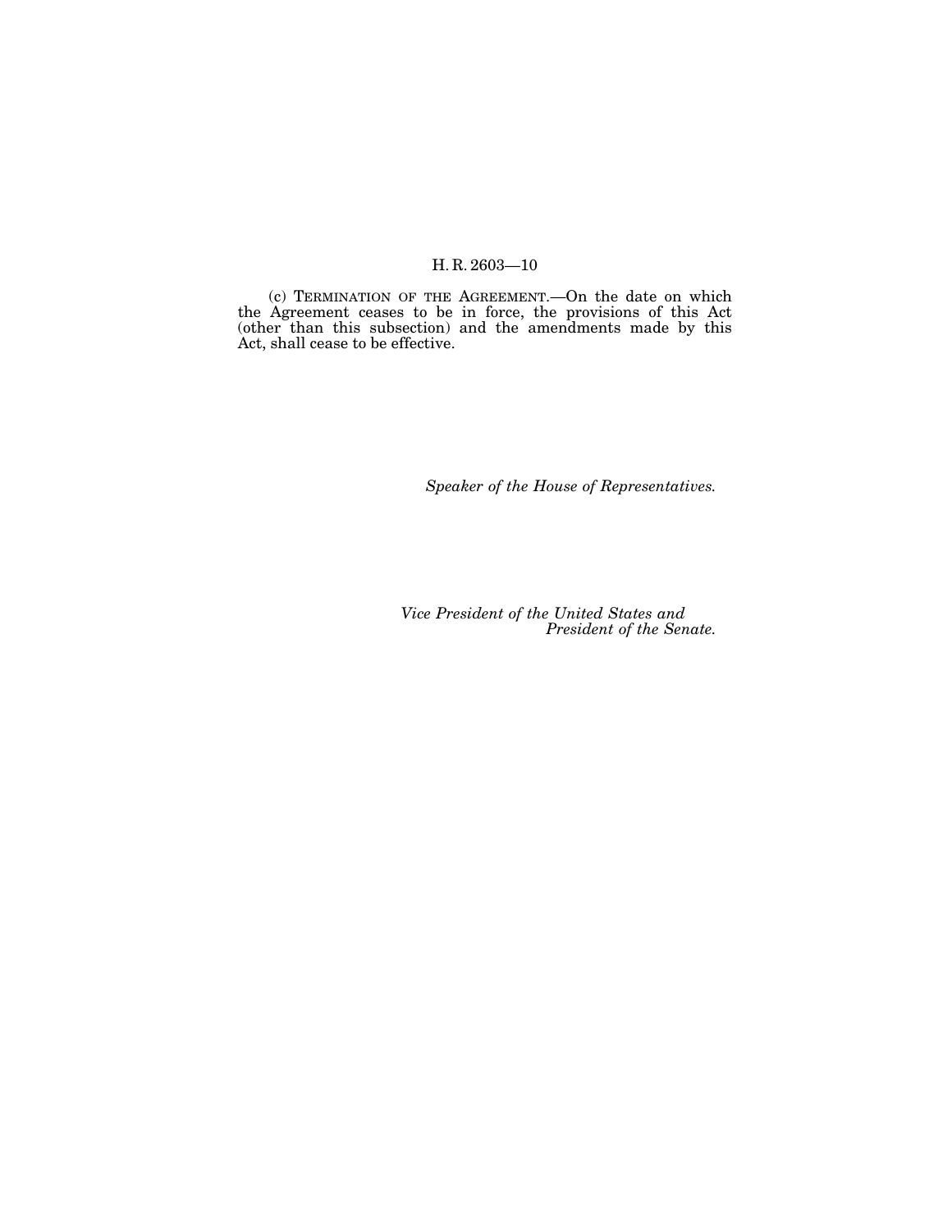(c) TERMINATION OF THE AGREEMENT.—On the date on which the Agreement ceases to be in force, the provisions of this Act (other than this subsection) and the amendments made by this Act, shall cease to be effective.

*Speaker of the House of Representatives.*

*Vice President of the United States and President of the Senate.*